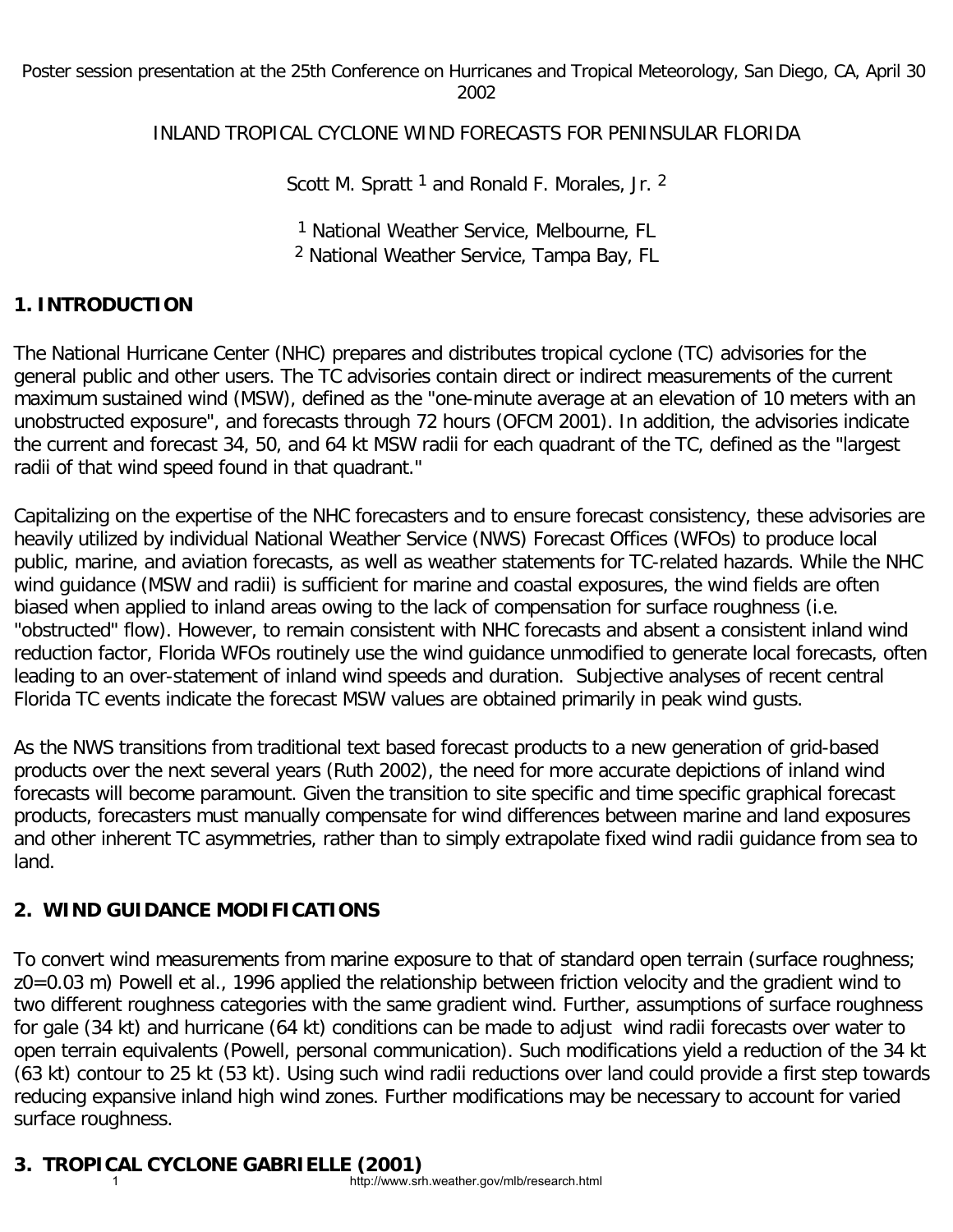Poster session presentation at the 25th Conference on Hurricanes and Tropical Meteorology, San Diego, CA, April 30 2002

# INLAND TROPICAL CYCLONE WIND FORECASTS FOR PENINSULAR FLORIDA

Scott M. Spratt [1] and Ronald F. Morales, Jr. [2]

[1] National Weather Service, Melbourne, FL
[2] National Weather Service, Tampa Bay, FL

## 1. INTRODUCTION

The National Hurricane Center (NHC) prepares and distributes tropical cyclone (TC) advisories for the general public and other users. The TC advisories contain direct or indirect measurements of the current maximum sustained wind (MSW), defined as the "one-minute average at an elevation of 10 meters with an unobstructed exposure", and forecasts through 72 hours (OFCM 2001). In addition, the advisories indicate the current and forecast 34, 50, and 64 kt MSW radii for each quadrant of the TC, defined as the "largest radii of that wind speed found in that quadrant."

Capitalizing on the expertise of the NHC forecasters and to ensure forecast consistency, these advisories are heavily utilized by individual National Weather Service (NWS) Forecast Offices (WFOs) to produce local public, marine, and aviation forecasts, as well as weather statements for TC-related hazards. While the NHC wind guidance (MSW and radii) is sufficient for marine and coastal exposures, the wind fields are often biased when applied to inland areas owing to the lack of compensation for surface roughness (i.e. "obstructed" flow). However, to remain consistent with NHC forecasts and absent a consistent inland wind reduction factor, Florida WFOs routinely use the wind guidance unmodified to generate local forecasts, often leading to an over-statement of inland wind speeds and duration. Subjective analyses of recent central Florida TC events indicate the forecast MSW values are obtained primarily in peak wind gusts.

As the NWS transitions from traditional text based forecast products to a new generation of grid-based products over the next several years (Ruth 2002), the need for more accurate depictions of inland wind forecasts will become paramount. Given the transition to site specific and time specific graphical forecast products, forecasters must manually compensate for wind differences between marine and land exposures and other inherent TC asymmetries, rather than to simply extrapolate fixed wind radii guidance from sea to land.

## 2. WIND GUIDANCE MODIFICATIONS

To convert wind measurements from marine exposure to that of standard open terrain (surface roughness; $z_0$=0.03 m) Powell et al., 1996 applied the relationship between friction velocity and the gradient wind to two different roughness categories with the same gradient wind. Further, assumptions of surface roughness for gale (34 kt) and hurricane (64 kt) conditions can be made to adjust wind radii forecasts over water to open terrain equivalents (Powell, personal communication). Such modifications yield a reduction of the 34 kt (63 kt) contour to 25 kt (53 kt). Using such wind radii reductions over land could provide a first step towards reducing expansive inland high wind zones. Further modifications may be necessary to account for varied surface roughness.

## 3. TROPICAL CYCLONE GABRIELLE (2001)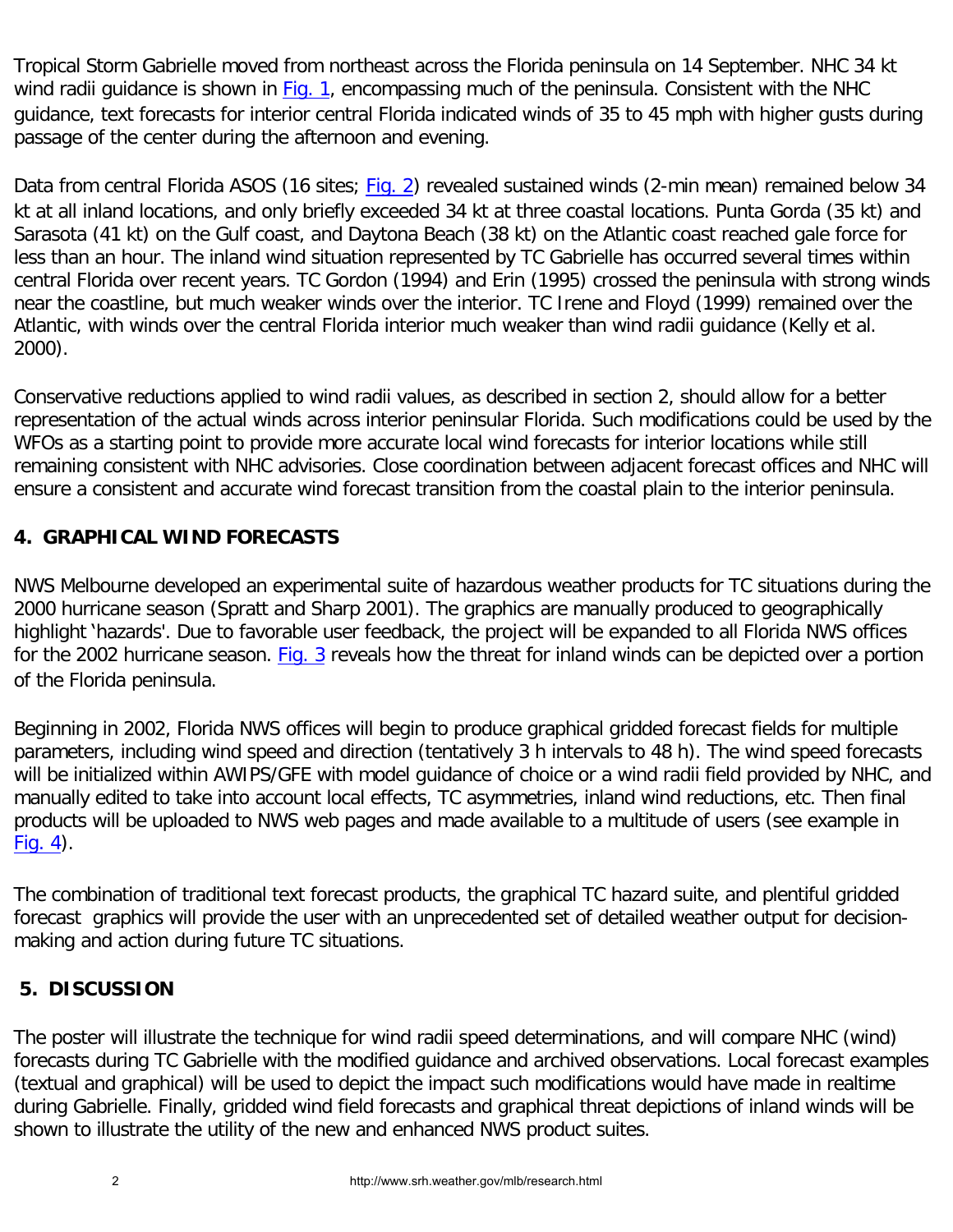Tropical Storm Gabrielle moved from northeast across the Florida peninsula on 14 September. NHC 34 kt wind radii guidance is shown in Fig. 1, encompassing much of the peninsula. Consistent with the NHC guidance, text forecasts for interior central Florida indicated winds of 35 to 45 mph with higher gusts during passage of the center during the afternoon and evening.

Data from central Florida ASOS (16 sites; Fig. 2) revealed sustained winds (2-min mean) remained below 34 kt at all inland locations, and only briefly exceeded 34 kt at three coastal locations. Punta Gorda (35 kt) and Sarasota (41 kt) on the Gulf coast, and Daytona Beach (38 kt) on the Atlantic coast reached gale force for less than an hour. The inland wind situation represented by TC Gabrielle has occurred several times within central Florida over recent years. TC Gordon (1994) and Erin (1995) crossed the peninsula with strong winds near the coastline, but much weaker winds over the interior. TC Irene and Floyd (1999) remained over the Atlantic, with winds over the central Florida interior much weaker than wind radii guidance (Kelly et al. 2000).

Conservative reductions applied to wind radii values, as described in section 2, should allow for a better representation of the actual winds across interior peninsular Florida. Such modifications could be used by the WFOs as a starting point to provide more accurate local wind forecasts for interior locations while still remaining consistent with NHC advisories. Close coordination between adjacent forecast offices and NHC will ensure a consistent and accurate wind forecast transition from the coastal plain to the interior peninsula.

## 4. GRAPHICAL WIND FORECASTS

NWS Melbourne developed an experimental suite of hazardous weather products for TC situations during the 2000 hurricane season (Spratt and Sharp 2001). The graphics are manually produced to geographically highlight 'hazards'. Due to favorable user feedback, the project will be expanded to all Florida NWS offices for the 2002 hurricane season. Fig. 3 reveals how the threat for inland winds can be depicted over a portion of the Florida peninsula.

Beginning in 2002, Florida NWS offices will begin to produce graphical gridded forecast fields for multiple parameters, including wind speed and direction (tentatively 3 h intervals to 48 h). The wind speed forecasts will be initialized within AWIPS/GFE with model guidance of choice or a wind radii field provided by NHC, and manually edited to take into account local effects, TC asymmetries, inland wind reductions, etc. Then final products will be uploaded to NWS web pages and made available to a multitude of users (see example in Fig. 4).

The combination of traditional text forecast products, the graphical TC hazard suite, and plentiful gridded forecast graphics will provide the user with an unprecedented set of detailed weather output for decision-making and action during future TC situations.

## 5. DISCUSSION

The poster will illustrate the technique for wind radii speed determinations, and will compare NHC (wind) forecasts during TC Gabrielle with the modified guidance and archived observations. Local forecast examples (textual and graphical) will be used to depict the impact such modifications would have made in realtime during Gabrielle. Finally, gridded wind field forecasts and graphical threat depictions of inland winds will be shown to illustrate the utility of the new and enhanced NWS product suites.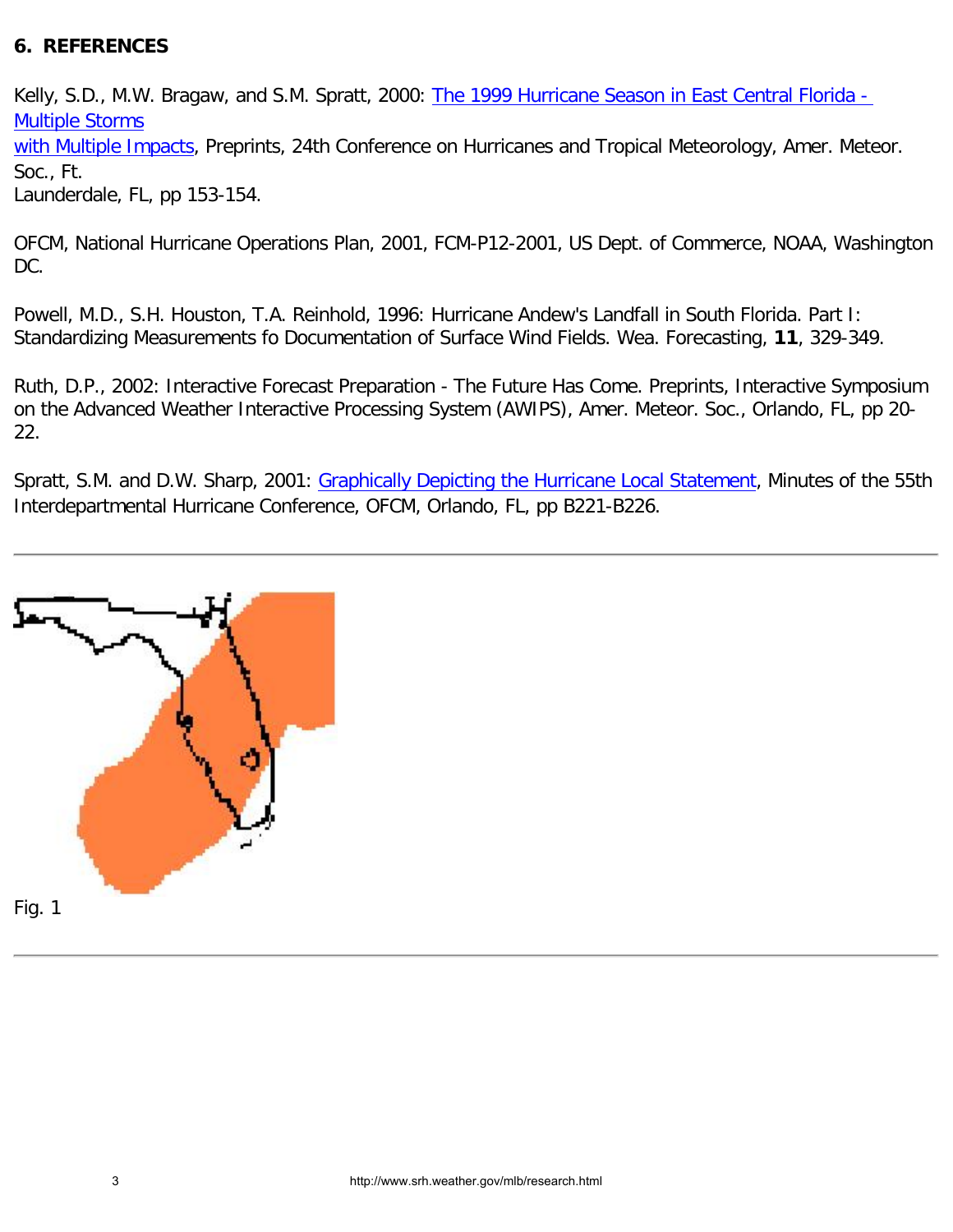## 6. REFERENCES

Kelly, S.D., M.W. Bragaw, and S.M. Spratt, 2000: The 1999 Hurricane Season in East Central Florida - Multiple Storms with Multiple Impacts, Preprints, 24th Conference on Hurricanes and Tropical Meteorology, Amer. Meteor. Soc., Ft. Launderdale, FL, pp 153-154.

OFCM, National Hurricane Operations Plan, 2001, FCM-P12-2001, US Dept. of Commerce, NOAA, Washington DC.

Powell, M.D., S.H. Houston, T.A. Reinhold, 1996: Hurricane Andew's Landfall in South Florida. Part I: Standardizing Measurements fo Documentation of Surface Wind Fields. Wea. Forecasting, **11**, 329-349.

Ruth, D.P., 2002: Interactive Forecast Preparation - The Future Has Come. Preprints, Interactive Symposium on the Advanced Weather Interactive Processing System (AWIPS), Amer. Meteor. Soc., Orlando, FL, pp 20-22.

Spratt, S.M. and D.W. Sharp, 2001: Graphically Depicting the Hurricane Local Statement, Minutes of the 55th Interdepartmental Hurricane Conference, OFCM, Orlando, FL, pp B221-B226.

---

Fig. 1

---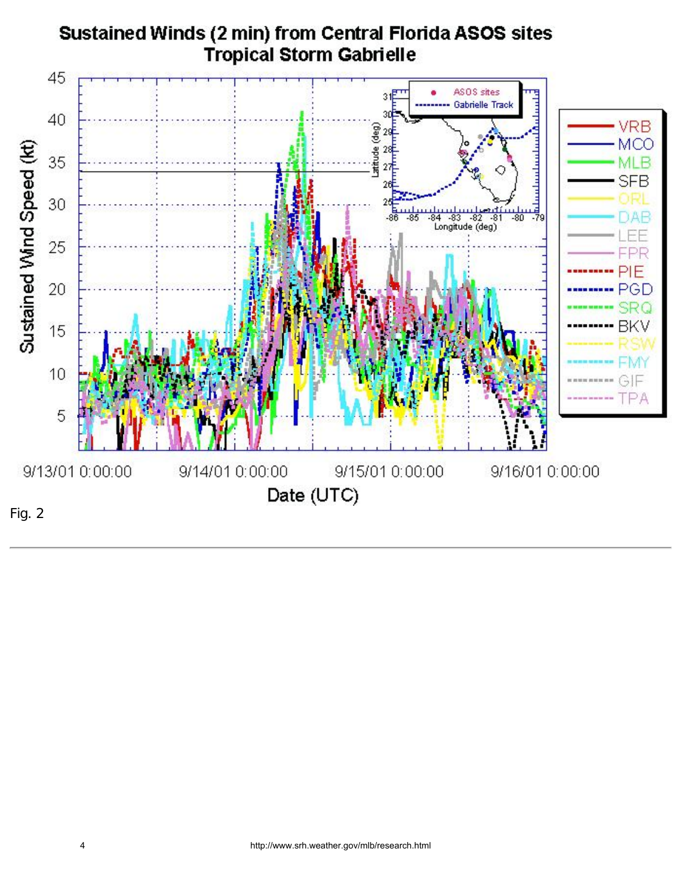**Sustained Winds (2 min) from Central Florida ASOS sites**
**Tropical Storm Gabrielle**

Fig. 2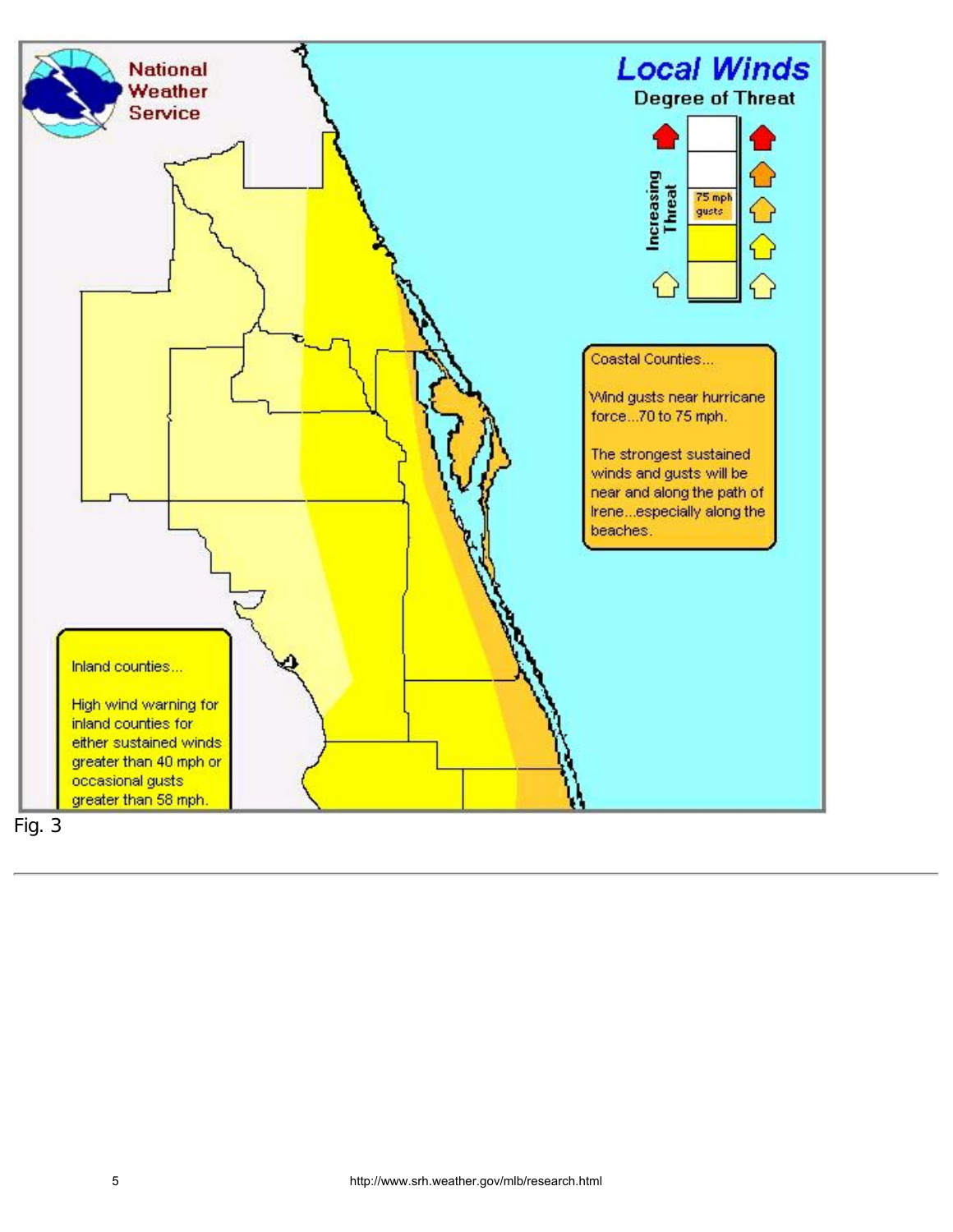National Weather Service

## Local Winds

Degree of Threat

Increasing Threat

75 mph gusts

Coastal Counties...

Wind gusts near hurricane force...70 to 75 mph.

The strongest sustained winds and gusts will be near and along the path of Irene...especially along the beaches.

Inland counties...

High wind warning for inland counties for either sustained winds greater than 40 mph or occasional gusts greater than 58 mph.

Fig. 3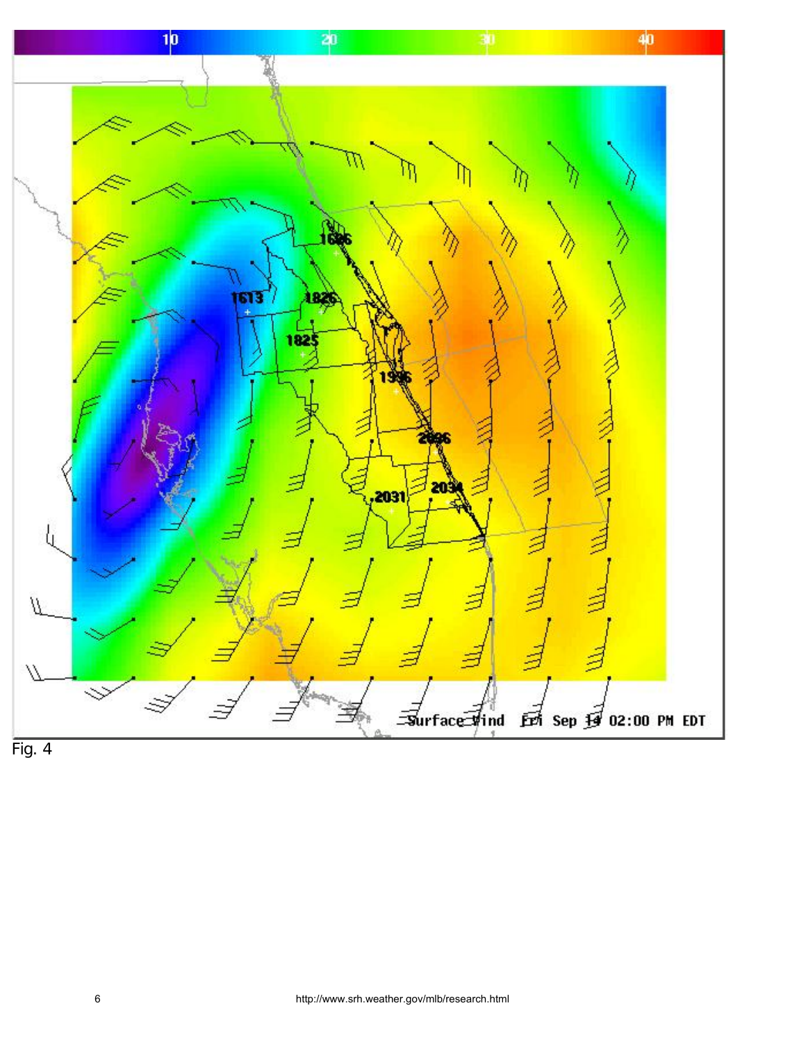10
20
30
40

1636
1613
1826
1825
1936
2036
2031
2034

Surface Wind Fri Sep 14 02:00 PM EDT

Fig. 4